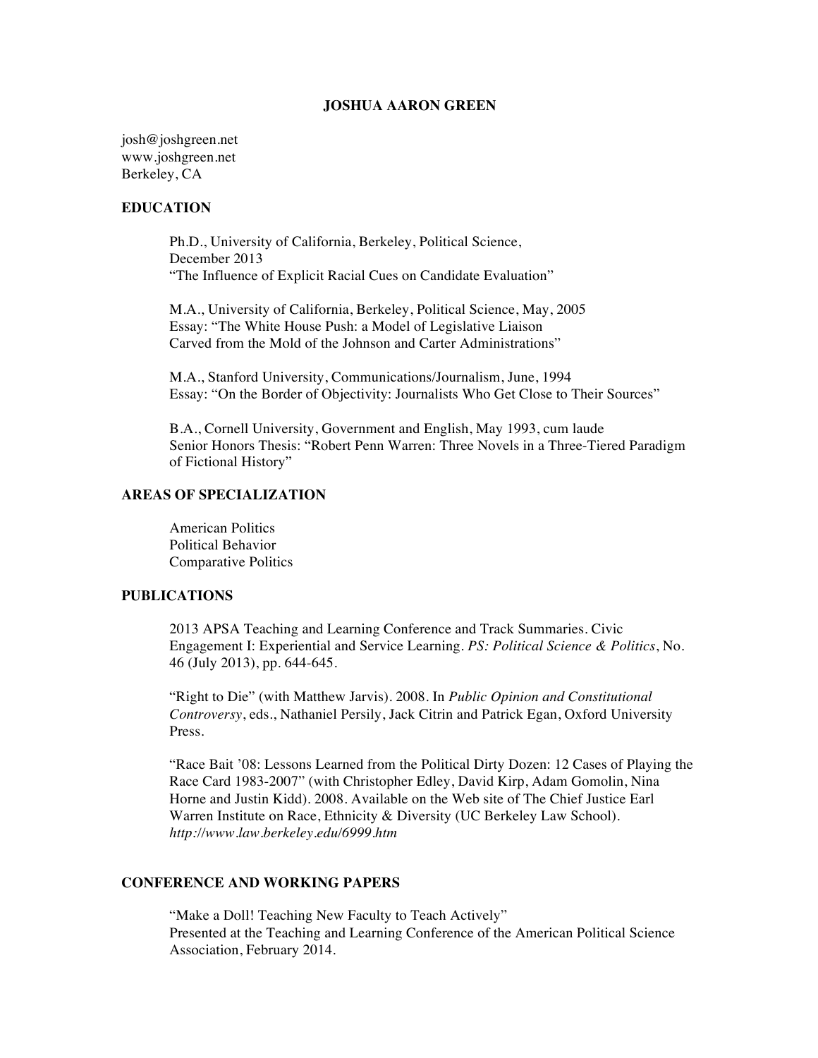# JOSHUA AARON GREEN

josh@joshgreen.net
www.joshgreen.net
Berkeley, CA

## EDUCATION

Ph.D., University of California, Berkeley, Political Science,
December 2013
"The Influence of Explicit Racial Cues on Candidate Evaluation"

M.A., University of California, Berkeley, Political Science, May, 2005
Essay: "The White House Push: a Model of Legislative Liaison
Carved from the Mold of the Johnson and Carter Administrations"

M.A., Stanford University, Communications/Journalism, June, 1994
Essay: "On the Border of Objectivity: Journalists Who Get Close to Their Sources"

B.A., Cornell University, Government and English, May 1993, cum laude
Senior Honors Thesis: "Robert Penn Warren: Three Novels in a Three-Tiered Paradigm of Fictional History"

## AREAS OF SPECIALIZATION

American Politics
Political Behavior
Comparative Politics

## PUBLICATIONS

2013 APSA Teaching and Learning Conference and Track Summaries. Civic Engagement I: Experiential and Service Learning. *PS: Political Science & Politics*, No. 46 (July 2013), pp. 644-645.

"Right to Die" (with Matthew Jarvis). 2008. In *Public Opinion and Constitutional Controversy*, eds., Nathaniel Persily, Jack Citrin and Patrick Egan, Oxford University Press.

"Race Bait '08: Lessons Learned from the Political Dirty Dozen: 12 Cases of Playing the Race Card 1983-2007" (with Christopher Edley, David Kirp, Adam Gomolin, Nina Horne and Justin Kidd). 2008. Available on the Web site of The Chief Justice Earl Warren Institute on Race, Ethnicity & Diversity (UC Berkeley Law School). *http://www.law.berkeley.edu/6999.htm*

## CONFERENCE AND WORKING PAPERS

"Make a Doll! Teaching New Faculty to Teach Actively"
Presented at the Teaching and Learning Conference of the American Political Science Association, February 2014.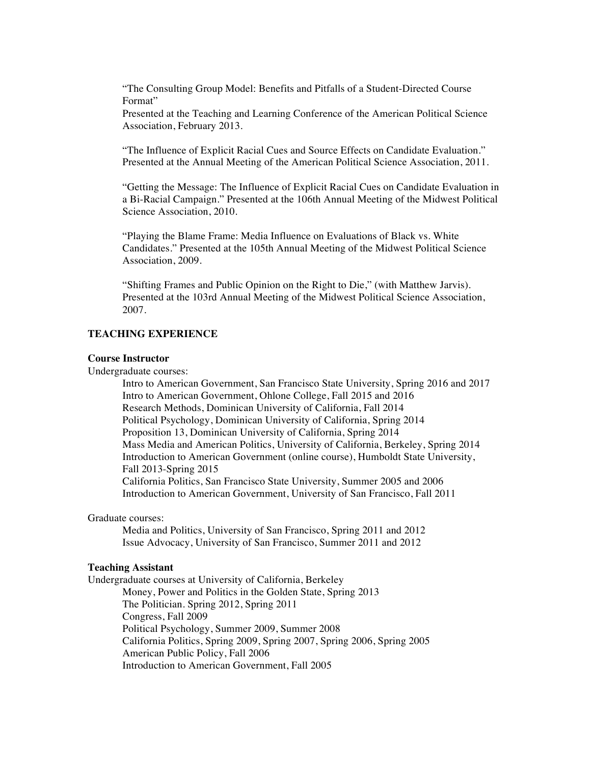"The Consulting Group Model: Benefits and Pitfalls of a Student-Directed Course Format"
Presented at the Teaching and Learning Conference of the American Political Science Association, February 2013.

"The Influence of Explicit Racial Cues and Source Effects on Candidate Evaluation." Presented at the Annual Meeting of the American Political Science Association, 2011.

"Getting the Message: The Influence of Explicit Racial Cues on Candidate Evaluation in a Bi-Racial Campaign." Presented at the 106th Annual Meeting of the Midwest Political Science Association, 2010.

"Playing the Blame Frame: Media Influence on Evaluations of Black vs. White Candidates." Presented at the 105th Annual Meeting of the Midwest Political Science Association, 2009.

"Shifting Frames and Public Opinion on the Right to Die," (with Matthew Jarvis). Presented at the 103rd Annual Meeting of the Midwest Political Science Association, 2007.

## TEACHING EXPERIENCE

### Course Instructor

Undergraduate courses:

- Intro to American Government, San Francisco State University, Spring 2016 and 2017
- Intro to American Government, Ohlone College, Fall 2015 and 2016
- Research Methods, Dominican University of California, Fall 2014
- Political Psychology, Dominican University of California, Spring 2014
- Proposition 13, Dominican University of California, Spring 2014
- Mass Media and American Politics, University of California, Berkeley, Spring 2014
- Introduction to American Government (online course), Humboldt State University, Fall 2013-Spring 2015
- California Politics, San Francisco State University, Summer 2005 and 2006
- Introduction to American Government, University of San Francisco, Fall 2011

Graduate courses:

- Media and Politics, University of San Francisco, Spring 2011 and 2012
- Issue Advocacy, University of San Francisco, Summer 2011 and 2012

### Teaching Assistant

Undergraduate courses at University of California, Berkeley

- Money, Power and Politics in the Golden State, Spring 2013
- The Politician. Spring 2012, Spring 2011
- Congress, Fall 2009
- Political Psychology, Summer 2009, Summer 2008
- California Politics, Spring 2009, Spring 2007, Spring 2006, Spring 2005
- American Public Policy, Fall 2006
- Introduction to American Government, Fall 2005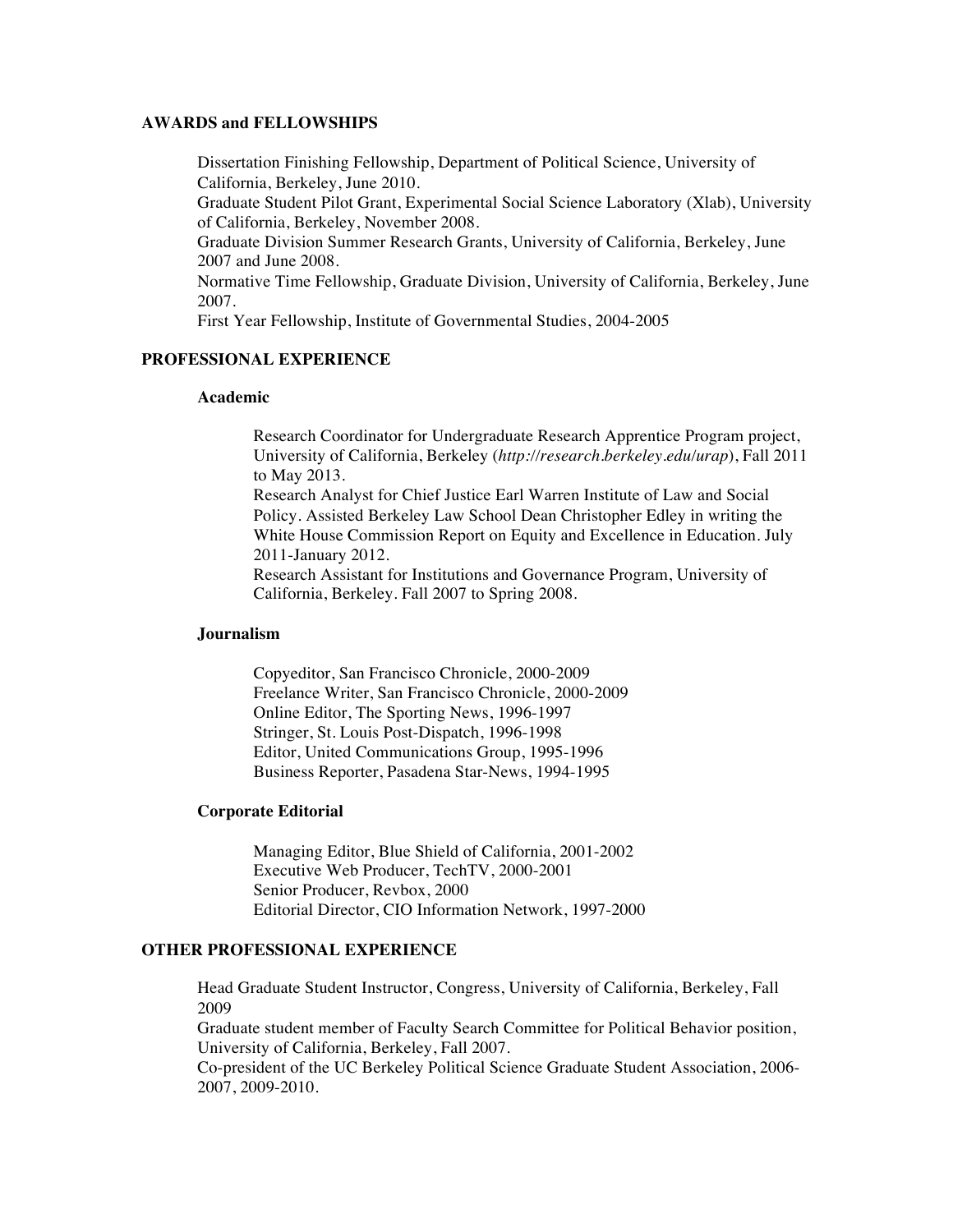## AWARDS and FELLOWSHIPS

Dissertation Finishing Fellowship, Department of Political Science, University of California, Berkeley, June 2010.
Graduate Student Pilot Grant, Experimental Social Science Laboratory (Xlab), University of California, Berkeley, November 2008.
Graduate Division Summer Research Grants, University of California, Berkeley, June 2007 and June 2008.
Normative Time Fellowship, Graduate Division, University of California, Berkeley, June 2007.
First Year Fellowship, Institute of Governmental Studies, 2004-2005

## PROFESSIONAL EXPERIENCE

### Academic

Research Coordinator for Undergraduate Research Apprentice Program project, University of California, Berkeley (*http://research.berkeley.edu/urap*), Fall 2011 to May 2013.
Research Analyst for Chief Justice Earl Warren Institute of Law and Social Policy. Assisted Berkeley Law School Dean Christopher Edley in writing the White House Commission Report on Equity and Excellence in Education. July 2011-January 2012.
Research Assistant for Institutions and Governance Program, University of California, Berkeley. Fall 2007 to Spring 2008.

### Journalism

Copyeditor, San Francisco Chronicle, 2000-2009
Freelance Writer, San Francisco Chronicle, 2000-2009
Online Editor, The Sporting News, 1996-1997
Stringer, St. Louis Post-Dispatch, 1996-1998
Editor, United Communications Group, 1995-1996
Business Reporter, Pasadena Star-News, 1994-1995

### Corporate Editorial

Managing Editor, Blue Shield of California, 2001-2002
Executive Web Producer, TechTV, 2000-2001
Senior Producer, Revbox, 2000
Editorial Director, CIO Information Network, 1997-2000

## OTHER PROFESSIONAL EXPERIENCE

Head Graduate Student Instructor, Congress, University of California, Berkeley, Fall 2009
Graduate student member of Faculty Search Committee for Political Behavior position, University of California, Berkeley, Fall 2007.
Co-president of the UC Berkeley Political Science Graduate Student Association, 2006-2007, 2009-2010.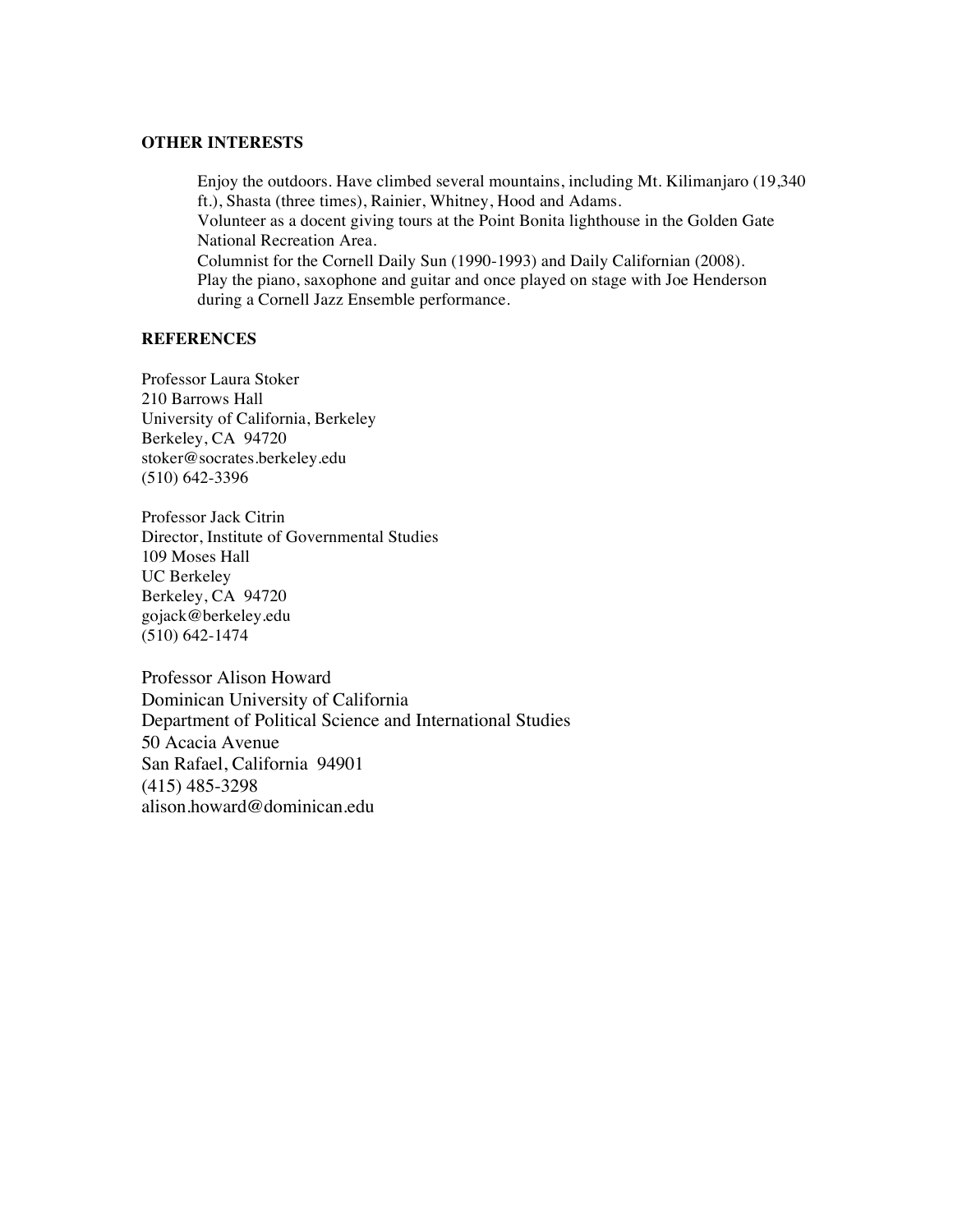**OTHER INTERESTS**

Enjoy the outdoors. Have climbed several mountains, including Mt. Kilimanjaro (19,340 ft.), Shasta (three times), Rainier, Whitney, Hood and Adams.
Volunteer as a docent giving tours at the Point Bonita lighthouse in the Golden Gate National Recreation Area.
Columnist for the Cornell Daily Sun (1990-1993) and Daily Californian (2008).
Play the piano, saxophone and guitar and once played on stage with Joe Henderson during a Cornell Jazz Ensemble performance.

**REFERENCES**

Professor Laura Stoker
210 Barrows Hall
University of California, Berkeley
Berkeley, CA 94720
stoker@socrates.berkeley.edu
(510) 642-3396

Professor Jack Citrin
Director, Institute of Governmental Studies
109 Moses Hall
UC Berkeley
Berkeley, CA 94720
gojack@berkeley.edu
(510) 642-1474

Professor Alison Howard
Dominican University of California
Department of Political Science and International Studies
50 Acacia Avenue
San Rafael, California 94901
(415) 485-3298
alison.howard@dominican.edu